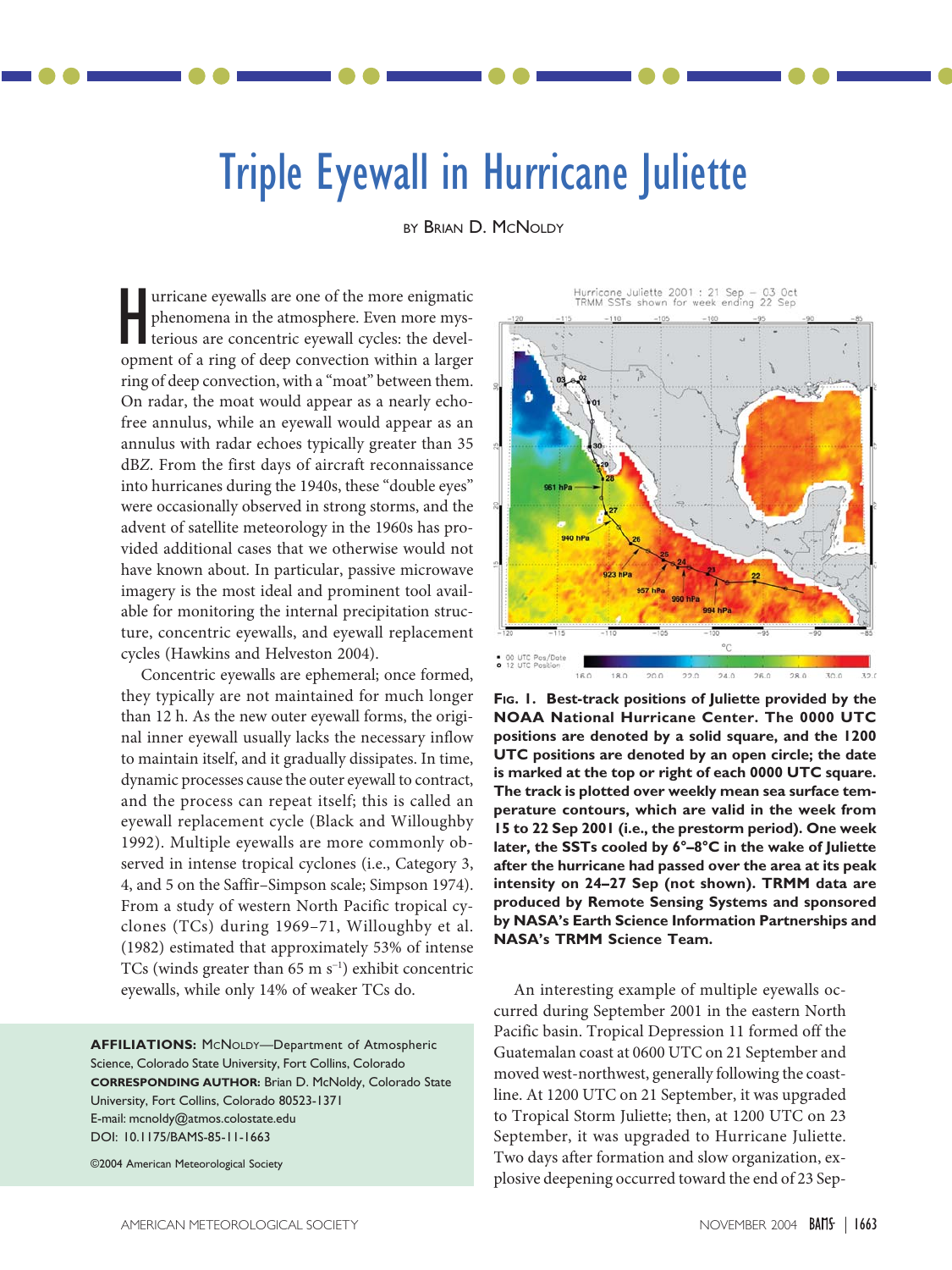# Triple Eyewall in Hurricane Juliette

BY BRIAN D. MCNOLDY

Hurricane eyewalls are one of the more enigmatic phenomena in the atmosphere. Even more mysterious are concentric eyewall cycles: the development of a ring of deep convection within a larger ring of deep convection, with a "moat" between them. On radar, the moat would appear as a nearly echo-free annulus, while an eyewall would appear as an annulus with radar echoes typically greater than 35 dBZ. From the first days of aircraft reconnaissance into hurricanes during the 1940s, these "double eyes" were occasionally observed in strong storms, and the advent of satellite meteorology in the 1960s has provided additional cases that we otherwise would not have known about. In particular, passive microwave imagery is the most ideal and prominent tool available for monitoring the internal precipitation structure, concentric eyewalls, and eyewall replacement cycles (Hawkins and Helveston 2004).

Concentric eyewalls are ephemeral; once formed, they typically are not maintained for much longer than 12 h. As the new outer eyewall forms, the original inner eyewall usually lacks the necessary inflow to maintain itself, and it gradually dissipates. In time, dynamic processes cause the outer eyewall to contract, and the process can repeat itself; this is called an eyewall replacement cycle (Black and Willoughby 1992). Multiple eyewalls are more commonly observed in intense tropical cyclones (i.e., Category 3, 4, and 5 on the Saffir–Simpson scale; Simpson 1974). From a study of western North Pacific tropical cyclones (TCs) during 1969–71, Willoughby et al. (1982) estimated that approximately 53% of intense TCs (winds greater than 65 m s$^{-1}$) exhibit concentric eyewalls, while only 14% of weaker TCs do.

**AFFILIATIONS:** MCNOLDY—Department of Atmospheric Science, Colorado State University, Fort Collins, Colorado
**CORRESPONDING AUTHOR:** Brian D. McNoldy, Colorado State University, Fort Collins, Colorado 80523-1371
E-mail: mcnoldy@atmos.colostate.edu
DOI: 10.1175/BAMS-85-11-1663

©2004 American Meteorological Society

**FIG. 1. Best-track positions of Juliette provided by the NOAA National Hurricane Center. The 0000 UTC positions are denoted by a solid square, and the 1200 UTC positions are denoted by an open circle; the date is marked at the top or right of each 0000 UTC square. The track is plotted over weekly mean sea surface temperature contours, which are valid in the week from 15 to 22 Sep 2001 (i.e., the prestorm period). One week later, the SSTs cooled by 6°–8°C in the wake of Juliette after the hurricane had passed over the area at its peak intensity on 24–27 Sep (not shown). TRMM data are produced by Remote Sensing Systems and sponsored by NASA's Earth Science Information Partnerships and NASA's TRMM Science Team.**

An interesting example of multiple eyewalls occurred during September 2001 in the eastern North Pacific basin. Tropical Depression 11 formed off the Guatemalan coast at 0600 UTC on 21 September and moved west-northwest, generally following the coastline. At 1200 UTC on 21 September, it was upgraded to Tropical Storm Juliette; then, at 1200 UTC on 23 September, it was upgraded to Hurricane Juliette. Two days after formation and slow organization, explosive deepening occurred toward the end of 23 Sep-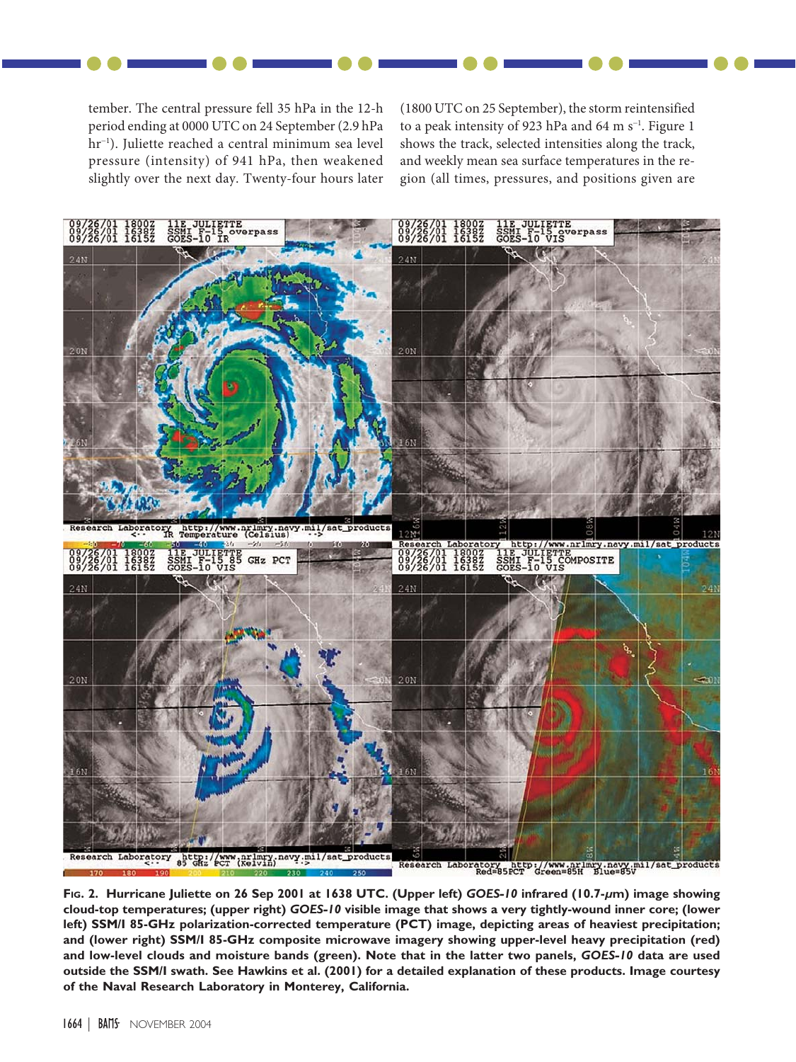tember. The central pressure fell 35 hPa in the 12-h period ending at 0000 UTC on 24 September (2.9 hPa hr$^{-1}$). Juliette reached a central minimum sea level pressure (intensity) of 941 hPa, then weakened slightly over the next day. Twenty-four hours later (1800 UTC on 25 September), the storm reintensified to a peak intensity of 923 hPa and 64 m s$^{-1}$. Figure 1 shows the track, selected intensities along the track, and weekly mean sea surface temperatures in the region (all times, pressures, and positions given are

**Fig. 2. Hurricane Juliette on 26 Sep 2001 at 1638 UTC. (Upper left) *GOES-10* infrared (10.7-$\mu$m) image showing cloud-top temperatures; (upper right) *GOES-10* visible image that shows a very tightly-wound inner core; (lower left) SSM/I 85-GHz polarization-corrected temperature (PCT) image, depicting areas of heaviest precipitation; and (lower right) SSM/I 85-GHz composite microwave imagery showing upper-level heavy precipitation (red) and low-level clouds and moisture bands (green). Note that in the latter two panels, *GOES-10* data are used outside the SSM/I swath. See Hawkins et al. (2001) for a detailed explanation of these products. Image courtesy of the Naval Research Laboratory in Monterey, California.**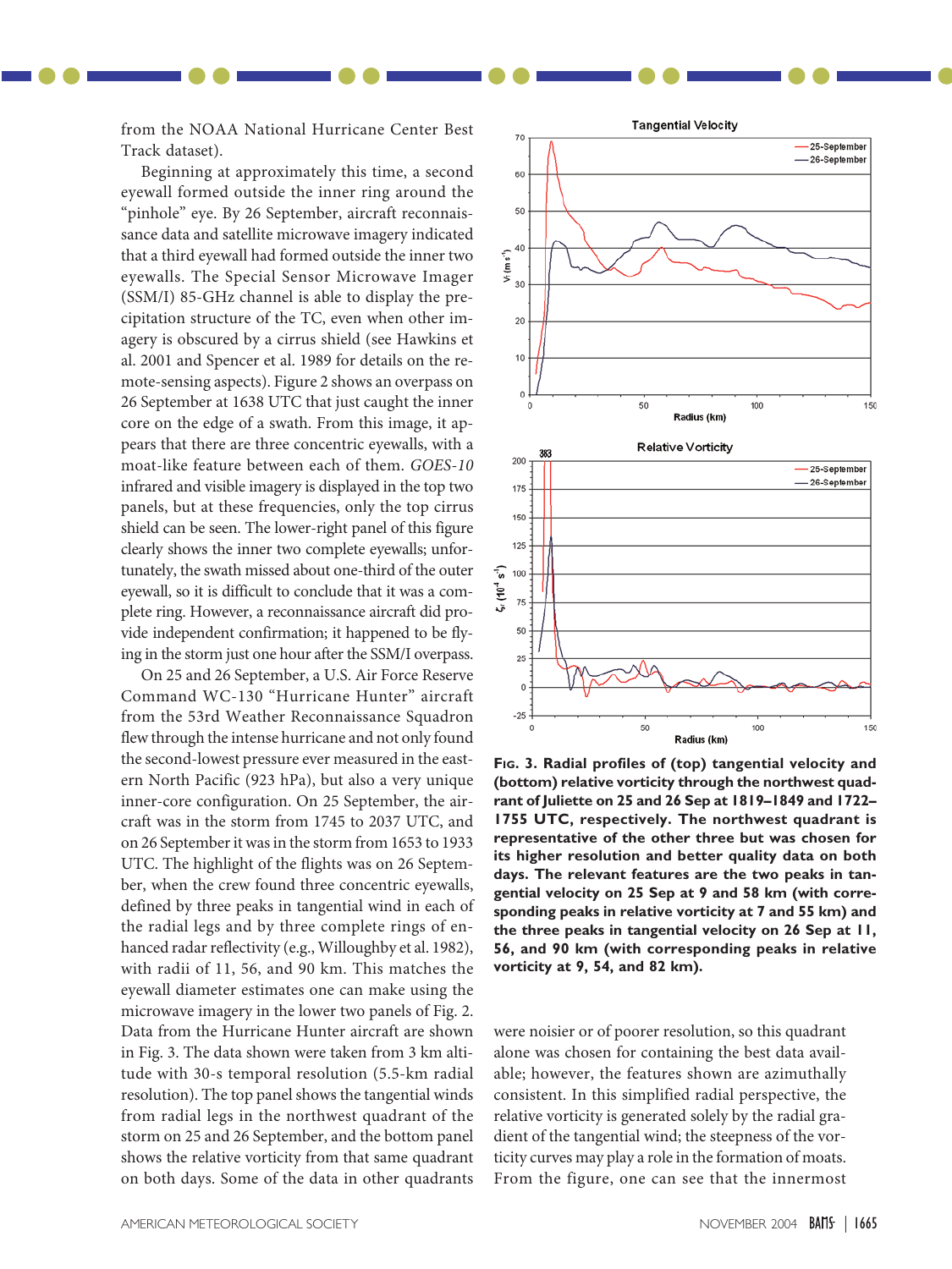from the NOAA National Hurricane Center Best Track dataset).

Beginning at approximately this time, a second eyewall formed outside the inner ring around the "pinhole" eye. By 26 September, aircraft reconnaissance data and satellite microwave imagery indicated that a third eyewall had formed outside the inner two eyewalls. The Special Sensor Microwave Imager (SSM/I) 85-GHz channel is able to display the precipitation structure of the TC, even when other imagery is obscured by a cirrus shield (see Hawkins et al. 2001 and Spencer et al. 1989 for details on the remote-sensing aspects). Figure 2 shows an overpass on 26 September at 1638 UTC that just caught the inner core on the edge of a swath. From this image, it appears that there are three concentric eyewalls, with a moat-like feature between each of them. *GOES-10* infrared and visible imagery is displayed in the top two panels, but at these frequencies, only the top cirrus shield can be seen. The lower-right panel of this figure clearly shows the inner two complete eyewalls; unfortunately, the swath missed about one-third of the outer eyewall, so it is difficult to conclude that it was a complete ring. However, a reconnaissance aircraft did provide independent confirmation; it happened to be flying in the storm just one hour after the SSM/I overpass.

On 25 and 26 September, a U.S. Air Force Reserve Command WC-130 "Hurricane Hunter" aircraft from the 53rd Weather Reconnaissance Squadron flew through the intense hurricane and not only found the second-lowest pressure ever measured in the eastern North Pacific (923 hPa), but also a very unique inner-core configuration. On 25 September, the aircraft was in the storm from 1745 to 2037 UTC, and on 26 September it was in the storm from 1653 to 1933 UTC. The highlight of the flights was on 26 September, when the crew found three concentric eyewalls, defined by three peaks in tangential wind in each of the radial legs and by three complete rings of enhanced radar reflectivity (e.g., Willoughby et al. 1982), with radii of 11, 56, and 90 km. This matches the eyewall diameter estimates one can make using the microwave imagery in the lower two panels of Fig. 2. Data from the Hurricane Hunter aircraft are shown in Fig. 3. The data shown were taken from 3 km altitude with 30-s temporal resolution (5.5-km radial resolution). The top panel shows the tangential winds from radial legs in the northwest quadrant of the storm on 25 and 26 September, and the bottom panel shows the relative vorticity from that same quadrant on both days. Some of the data in other quadrants were noisier or of poorer resolution, so this quadrant alone was chosen for containing the best data available; however, the features shown are azimuthally consistent. In this simplified radial perspective, the relative vorticity is generated solely by the radial gradient of the tangential wind; the steepness of the vorticity curves may play a role in the formation of moats. From the figure, one can see that the innermost

**Fig. 3. Radial profiles of (top) tangential velocity and (bottom) relative vorticity through the northwest quadrant of Juliette on 25 and 26 Sep at 1819–1849 and 1722–1755 UTC, respectively. The northwest quadrant is representative of the other three but was chosen for its higher resolution and better quality data on both days. The relevant features are the two peaks in tangential velocity on 25 Sep at 9 and 58 km (with corresponding peaks in relative vorticity at 7 and 55 km) and the three peaks in tangential velocity on 26 Sep at 11, 56, and 90 km (with corresponding peaks in relative vorticity at 9, 54, and 82 km).**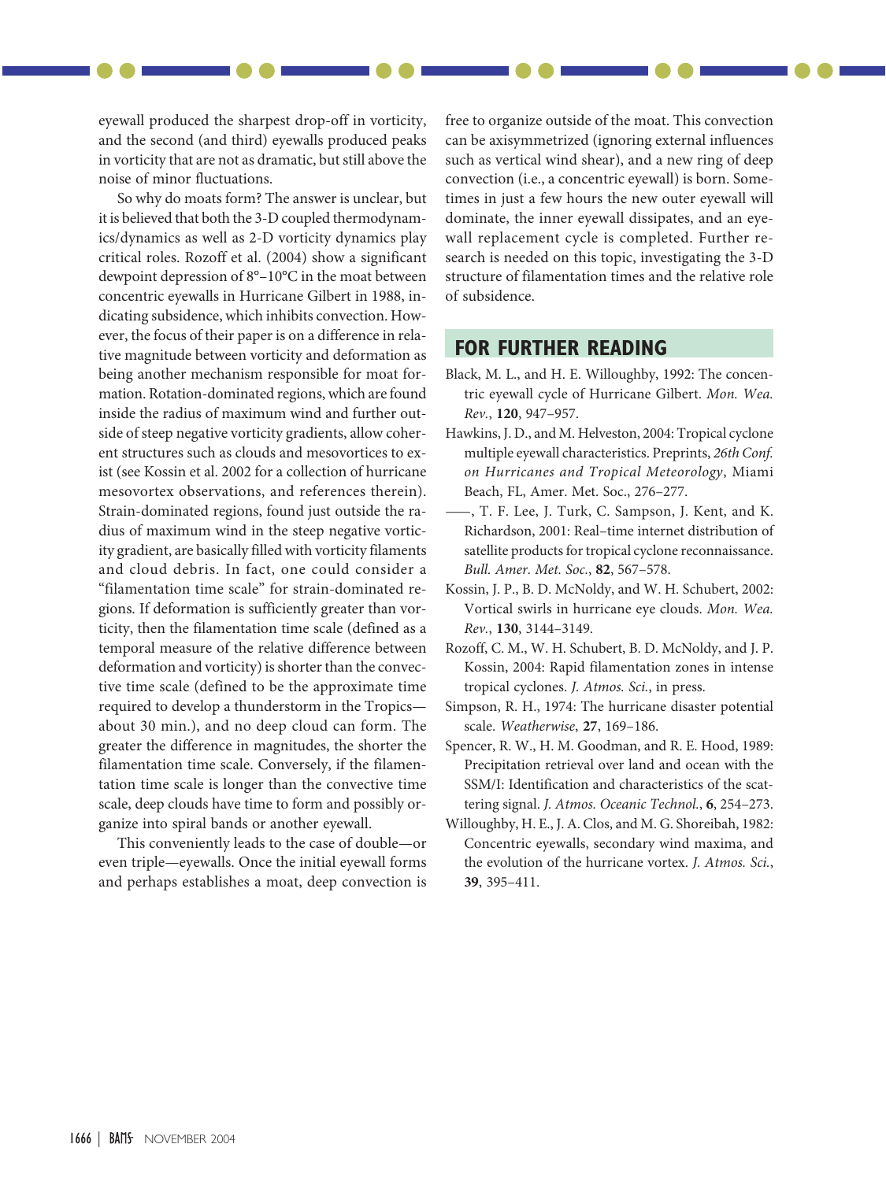eyewall produced the sharpest drop-off in vorticity, and the second (and third) eyewalls produced peaks in vorticity that are not as dramatic, but still above the noise of minor fluctuations.

So why do moats form? The answer is unclear, but it is believed that both the 3-D coupled thermodynamics/dynamics as well as 2-D vorticity dynamics play critical roles. Rozoff et al. (2004) show a significant dewpoint depression of 8°–10°C in the moat between concentric eyewalls in Hurricane Gilbert in 1988, indicating subsidence, which inhibits convection. However, the focus of their paper is on a difference in relative magnitude between vorticity and deformation as being another mechanism responsible for moat formation. Rotation-dominated regions, which are found inside the radius of maximum wind and further outside of steep negative vorticity gradients, allow coherent structures such as clouds and mesovortices to exist (see Kossin et al. 2002 for a collection of hurricane mesovortex observations, and references therein). Strain-dominated regions, found just outside the radius of maximum wind in the steep negative vorticity gradient, are basically filled with vorticity filaments and cloud debris. In fact, one could consider a "filamentation time scale" for strain-dominated regions. If deformation is sufficiently greater than vorticity, then the filamentation time scale (defined as a temporal measure of the relative difference between deformation and vorticity) is shorter than the convective time scale (defined to be the approximate time required to develop a thunderstorm in the Tropics—about 30 min.), and no deep cloud can form. The greater the difference in magnitudes, the shorter the filamentation time scale. Conversely, if the filamentation time scale is longer than the convective time scale, deep clouds have time to form and possibly organize into spiral bands or another eyewall.

This conveniently leads to the case of double—or even triple—eyewalls. Once the initial eyewall forms and perhaps establishes a moat, deep convection is free to organize outside of the moat. This convection can be axisymmetrized (ignoring external influences such as vertical wind shear), and a new ring of deep convection (i.e., a concentric eyewall) is born. Sometimes in just a few hours the new outer eyewall will dominate, the inner eyewall dissipates, and an eyewall replacement cycle is completed. Further research is needed on this topic, investigating the 3-D structure of filamentation times and the relative role of subsidence.

## FOR FURTHER READING

Black, M. L., and H. E. Willoughby, 1992: The concentric eyewall cycle of Hurricane Gilbert. *Mon. Wea. Rev.*, **120**, 947–957.

Hawkins, J. D., and M. Helveston, 2004: Tropical cyclone multiple eyewall characteristics. Preprints, *26th Conf. on Hurricanes and Tropical Meteorology*, Miami Beach, FL, Amer. Met. Soc., 276–277.

——, T. F. Lee, J. Turk, C. Sampson, J. Kent, and K. Richardson, 2001: Real–time internet distribution of satellite products for tropical cyclone reconnaissance. *Bull. Amer. Met. Soc.*, **82**, 567–578.

Kossin, J. P., B. D. McNoldy, and W. H. Schubert, 2002: Vortical swirls in hurricane eye clouds. *Mon. Wea. Rev.*, **130**, 3144–3149.

Rozoff, C. M., W. H. Schubert, B. D. McNoldy, and J. P. Kossin, 2004: Rapid filamentation zones in intense tropical cyclones. *J. Atmos. Sci.*, in press.

Simpson, R. H., 1974: The hurricane disaster potential scale. *Weatherwise*, **27**, 169–186.

Spencer, R. W., H. M. Goodman, and R. E. Hood, 1989: Precipitation retrieval over land and ocean with the SSM/I: Identification and characteristics of the scattering signal. *J. Atmos. Oceanic Technol.*, **6**, 254–273.

Willoughby, H. E., J. A. Clos, and M. G. Shoreibah, 1982: Concentric eyewalls, secondary wind maxima, and the evolution of the hurricane vortex. *J. Atmos. Sci.*, **39**, 395–411.